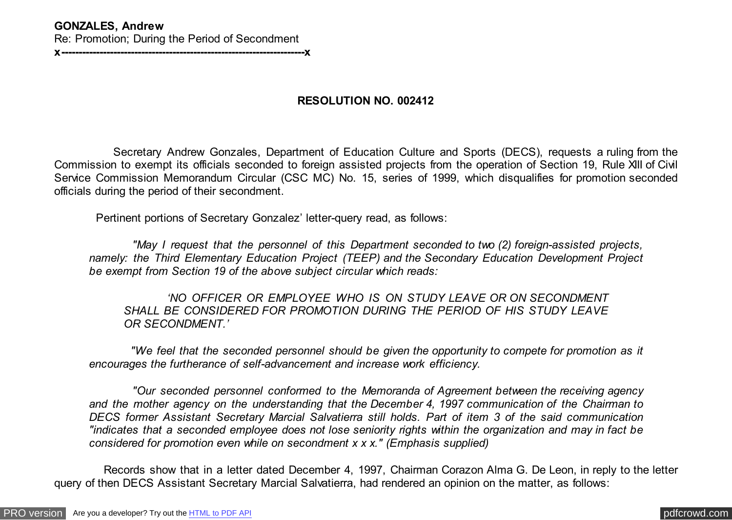**GONZALES, Andrew**
Re: Promotion; During the Period of Secondment
**x----------------------------------------------------------------------x**

**RESOLUTION NO. 002412**

Secretary Andrew Gonzales, Department of Education Culture and Sports (DECS), requests a ruling from the Commission to exempt its officials seconded to foreign assisted projects from the operation of Section 19, Rule XIII of Civil Service Commission Memorandum Circular (CSC MC) No. 15, series of 1999, which disqualifies for promotion seconded officials during the period of their secondment.

Pertinent portions of Secretary Gonzalez' letter-query read, as follows:

> *"May I request that the personnel of this Department seconded to two (2) foreign-assisted projects, namely: the Third Elementary Education Project (TEEP) and the Secondary Education Development Project be exempt from Section 19 of the above subject circular which reads:*
>
> > *'NO OFFICER OR EMPLOYEE WHO IS ON STUDY LEAVE OR ON SECONDMENT SHALL BE CONSIDERED FOR PROMOTION DURING THE PERIOD OF HIS STUDY LEAVE OR SECONDMENT.'*
>
> *"We feel that the seconded personnel should be given the opportunity to compete for promotion as it encourages the furtherance of self-advancement and increase work efficiency.*
>
> *"Our seconded personnel conformed to the Memoranda of Agreement between the receiving agency and the mother agency on the understanding that the December 4, 1997 communication of the Chairman to DECS former Assistant Secretary Marcial Salvatierra still holds. Part of item 3 of the said communication "indicates that a seconded employee does not lose seniority rights within the organization and may in fact be considered for promotion even while on secondment x x x." (Emphasis supplied)*

Records show that in a letter dated December 4, 1997, Chairman Corazon Alma G. De Leon, in reply to the letter query of then DECS Assistant Secretary Marcial Salvatierra, had rendered an opinion on the matter, as follows: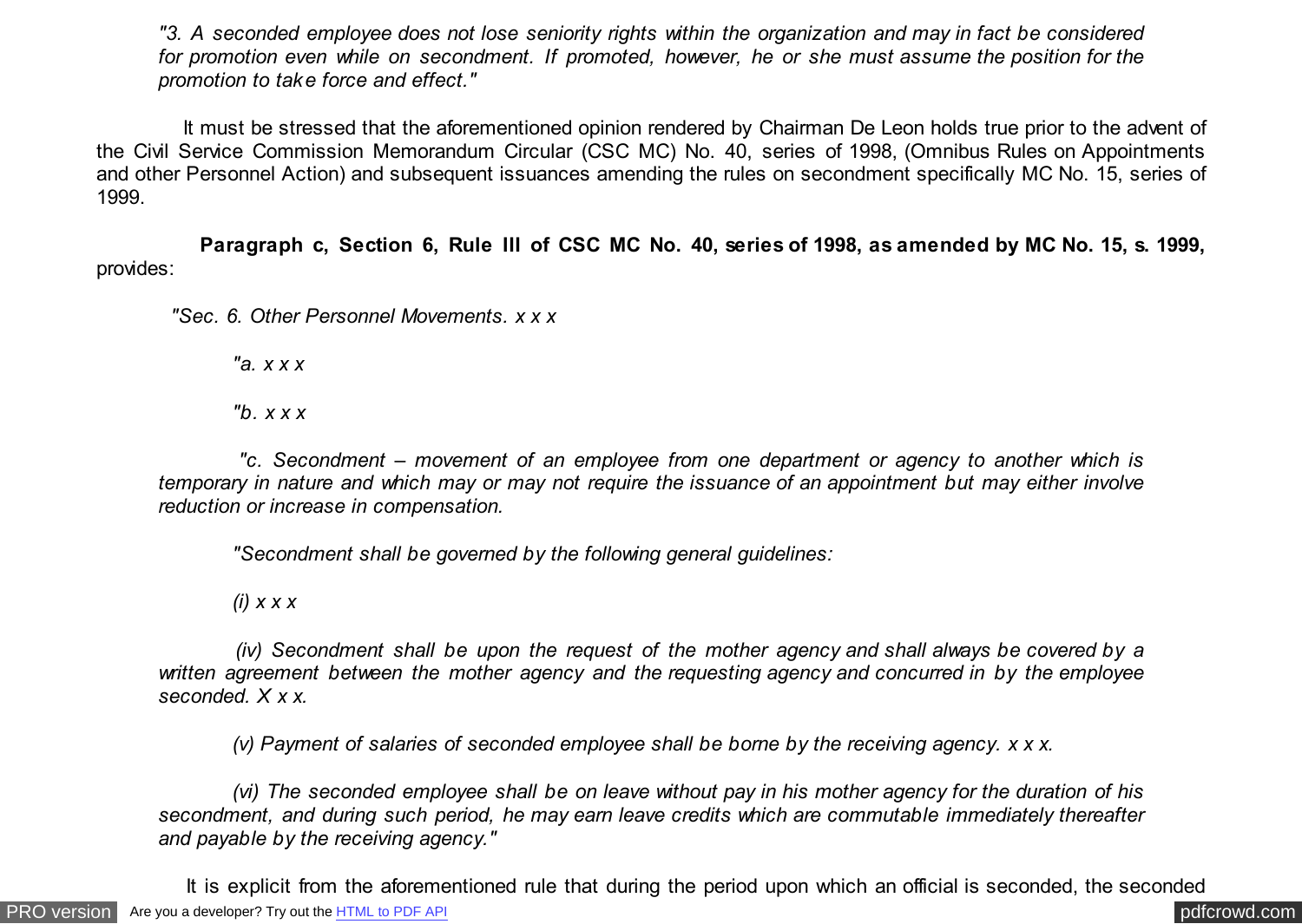*"3. A seconded employee does not lose seniority rights within the organization and may in fact be considered for promotion even while on secondment. If promoted, however, he or she must assume the position for the promotion to take force and effect."*

It must be stressed that the aforementioned opinion rendered by Chairman De Leon holds true prior to the advent of the Civil Service Commission Memorandum Circular (CSC MC) No. 40, series of 1998, (Omnibus Rules on Appointments and other Personnel Action) and subsequent issuances amending the rules on secondment specifically MC No. 15, series of 1999.

**Paragraph c, Section 6, Rule III of CSC MC No. 40, series of 1998, as amended by MC No. 15, s. 1999,** provides:

*"Sec. 6. Other Personnel Movements. x x x*

*"a. x x x*

*"b. x x x*

*"c. Secondment – movement of an employee from one department or agency to another which is temporary in nature and which may or may not require the issuance of an appointment but may either involve reduction or increase in compensation.*

*"Secondment shall be governed by the following general guidelines:*

*(i) x x x*

*(iv) Secondment shall be upon the request of the mother agency and shall always be covered by a written agreement between the mother agency and the requesting agency and concurred in by the employee seconded. X x x.*

*(v) Payment of salaries of seconded employee shall be borne by the receiving agency. x x x.*

*(vi) The seconded employee shall be on leave without pay in his mother agency for the duration of his secondment, and during such period, he may earn leave credits which are commutable immediately thereafter and payable by the receiving agency."*

It is explicit from the aforementioned rule that during the period upon which an official is seconded, the seconded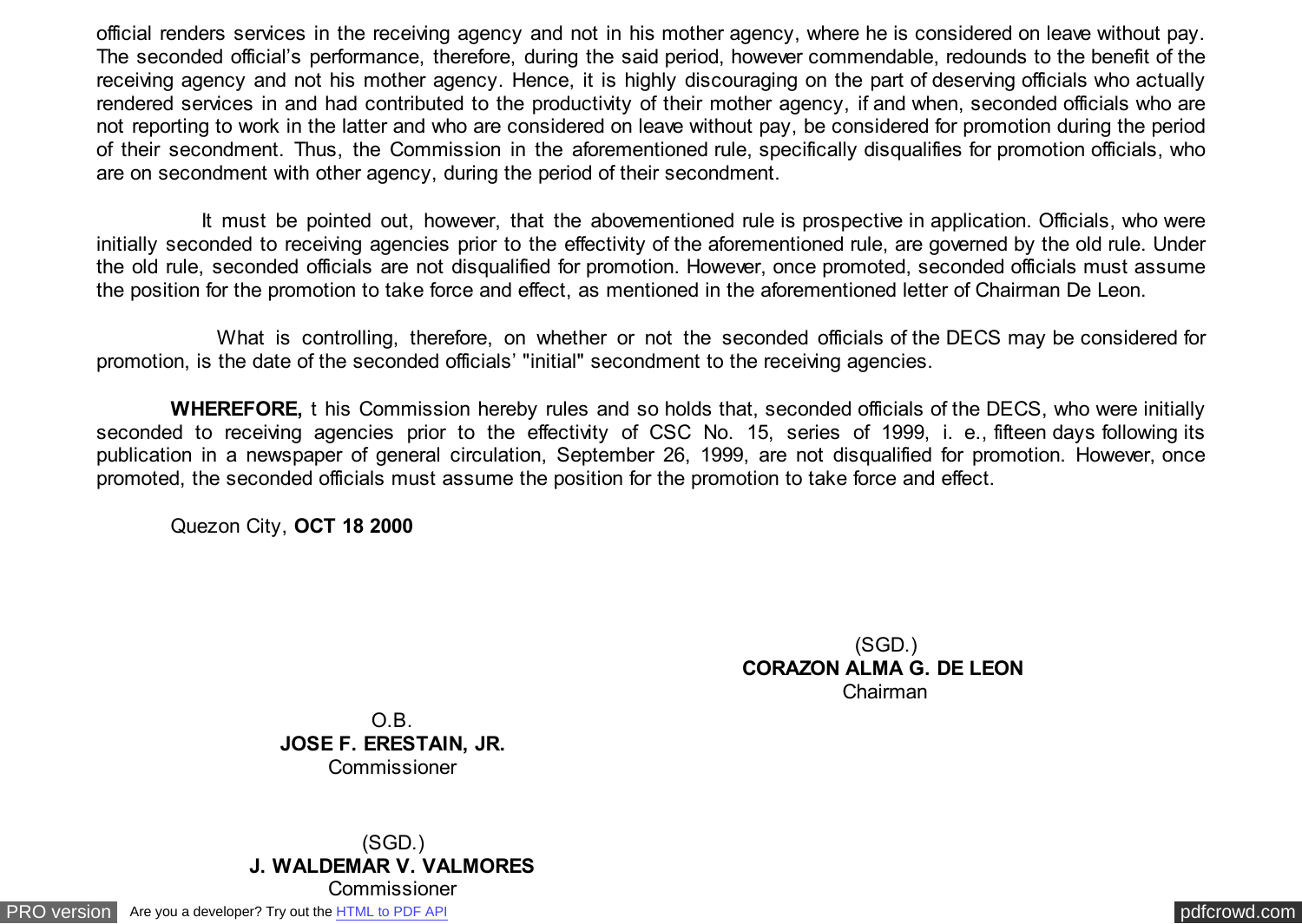official renders services in the receiving agency and not in his mother agency, where he is considered on leave without pay. The seconded official's performance, therefore, during the said period, however commendable, redounds to the benefit of the receiving agency and not his mother agency. Hence, it is highly discouraging on the part of deserving officials who actually rendered services in and had contributed to the productivity of their mother agency, if and when, seconded officials who are not reporting to work in the latter and who are considered on leave without pay, be considered for promotion during the period of their secondment. Thus, the Commission in the aforementioned rule, specifically disqualifies for promotion officials, who are on secondment with other agency, during the period of their secondment.

It must be pointed out, however, that the abovementioned rule is prospective in application. Officials, who were initially seconded to receiving agencies prior to the effectivity of the aforementioned rule, are governed by the old rule. Under the old rule, seconded officials are not disqualified for promotion. However, once promoted, seconded officials must assume the position for the promotion to take force and effect, as mentioned in the aforementioned letter of Chairman De Leon.

What is controlling, therefore, on whether or not the seconded officials of the DECS may be considered for promotion, is the date of the seconded officials' "initial" secondment to the receiving agencies.

**WHEREFORE,** t his Commission hereby rules and so holds that, seconded officials of the DECS, who were initially seconded to receiving agencies prior to the effectivity of CSC No. 15, series of 1999, i. e., fifteen days following its publication in a newspaper of general circulation, September 26, 1999, are not disqualified for promotion. However, once promoted, the seconded officials must assume the position for the promotion to take force and effect.

Quezon City, **OCT 18 2000**

(SGD.)
**CORAZON ALMA G. DE LEON**
Chairman

O.B.
**JOSE F. ERESTAIN, JR.**
Commissioner

(SGD.)
**J. WALDEMAR V. VALMORES**
Commissioner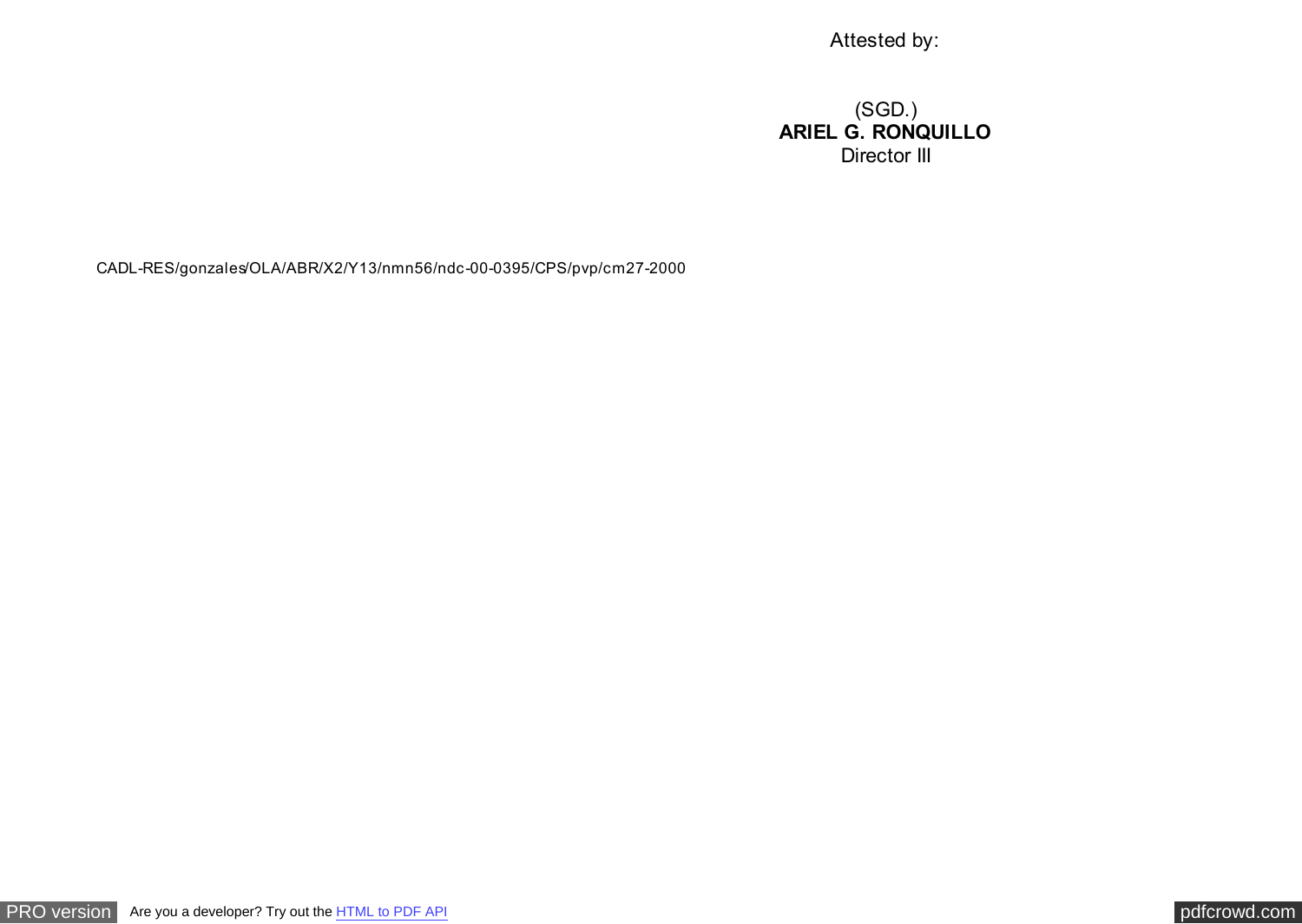Attested by:

(SGD.)
**ARIEL G. RONQUILLO**
Director III

CADL-RES/gonzales/OLA/ABR/X2/Y13/nmn56/ndc-00-0395/CPS/pvp/cm27-2000